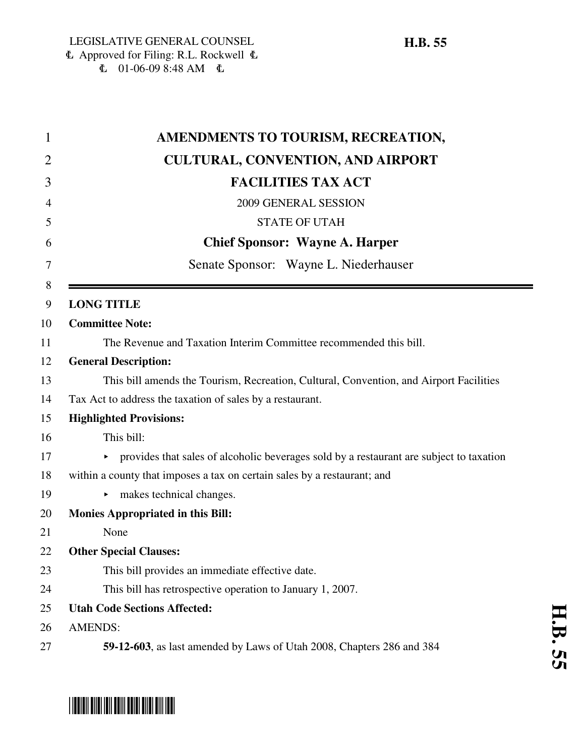LEGISLATIVE GENERAL COUNSEL
Ł Approved for Filing: R.L. Rockwell Ł
Ł 01-06-09 8:48 AM Ł

**H.B. 55**

# AMENDMENTS TO TOURISM, RECREATION, CULTURAL, CONVENTION, AND AIRPORT FACILITIES TAX ACT

2009 GENERAL SESSION

STATE OF UTAH

**Chief Sponsor: Wayne A. Harper**

Senate Sponsor: Wayne L. Niederhauser

---

**LONG TITLE**

**Committee Note:**

The Revenue and Taxation Interim Committee recommended this bill.

**General Description:**

This bill amends the Tourism, Recreation, Cultural, Convention, and Airport Facilities Tax Act to address the taxation of sales by a restaurant.

**Highlighted Provisions:**

This bill:

- provides that sales of alcoholic beverages sold by a restaurant are subject to taxation within a county that imposes a tax on certain sales by a restaurant; and
- makes technical changes.

**Monies Appropriated in this Bill:**

None

**Other Special Clauses:**

This bill provides an immediate effective date.

This bill has retrospective operation to January 1, 2007.

**Utah Code Sections Affected:**

AMENDS:

**59-12-603**, as last amended by Laws of Utah 2008, Chapters 286 and 384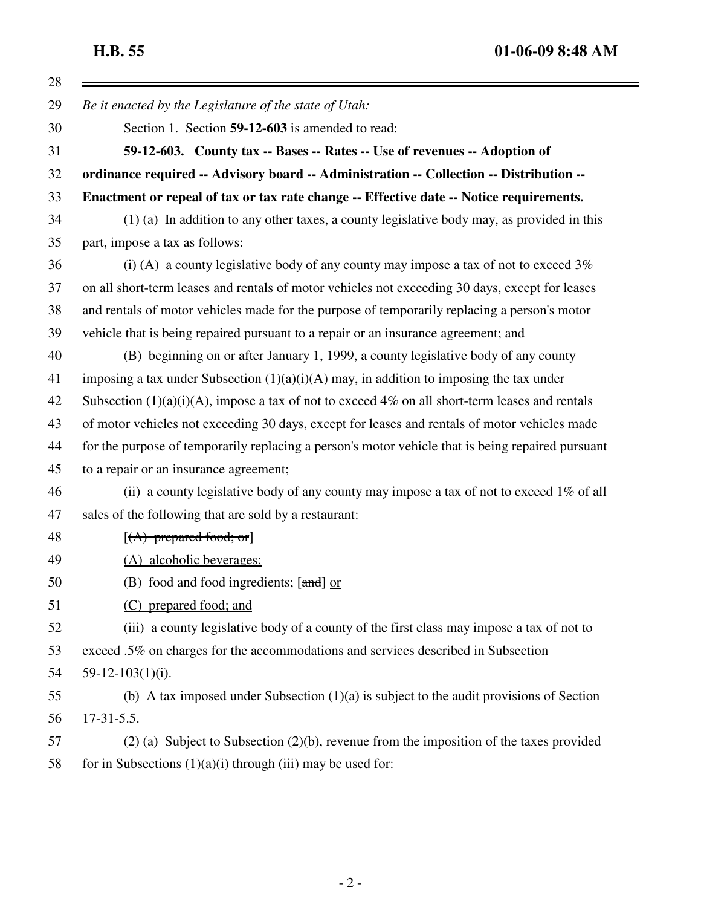*Be it enacted by the Legislature of the state of Utah:*

Section 1. Section **59-12-603** is amended to read:

**59-12-603. County tax -- Bases -- Rates -- Use of revenues -- Adoption of ordinance required -- Advisory board -- Administration -- Collection -- Distribution -- Enactment or repeal of tax or tax rate change -- Effective date -- Notice requirements.**

(1) (a) In addition to any other taxes, a county legislative body may, as provided in this part, impose a tax as follows:

(i) (A) a county legislative body of any county may impose a tax of not to exceed 3% on all short-term leases and rentals of motor vehicles not exceeding 30 days, except for leases and rentals of motor vehicles made for the purpose of temporarily replacing a person's motor vehicle that is being repaired pursuant to a repair or an insurance agreement; and

(B) beginning on or after January 1, 1999, a county legislative body of any county imposing a tax under Subsection (1)(a)(i)(A) may, in addition to imposing the tax under Subsection (1)(a)(i)(A), impose a tax of not to exceed 4% on all short-term leases and rentals of motor vehicles not exceeding 30 days, except for leases and rentals of motor vehicles made for the purpose of temporarily replacing a person's motor vehicle that is being repaired pursuant to a repair or an insurance agreement;

(ii) a county legislative body of any county may impose a tax of not to exceed 1% of all sales of the following that are sold by a restaurant:

[~~(A) prepared food; or~~]

<u>(A) alcoholic beverages;</u>

(B) food and food ingredients; [~~and~~] <u>or</u>

<u>(C) prepared food; and</u>

(iii) a county legislative body of a county of the first class may impose a tax of not to exceed .5% on charges for the accommodations and services described in Subsection 59-12-103(1)(i).

(b) A tax imposed under Subsection (1)(a) is subject to the audit provisions of Section 17-31-5.5.

(2) (a) Subject to Subsection (2)(b), revenue from the imposition of the taxes provided for in Subsections (1)(a)(i) through (iii) may be used for: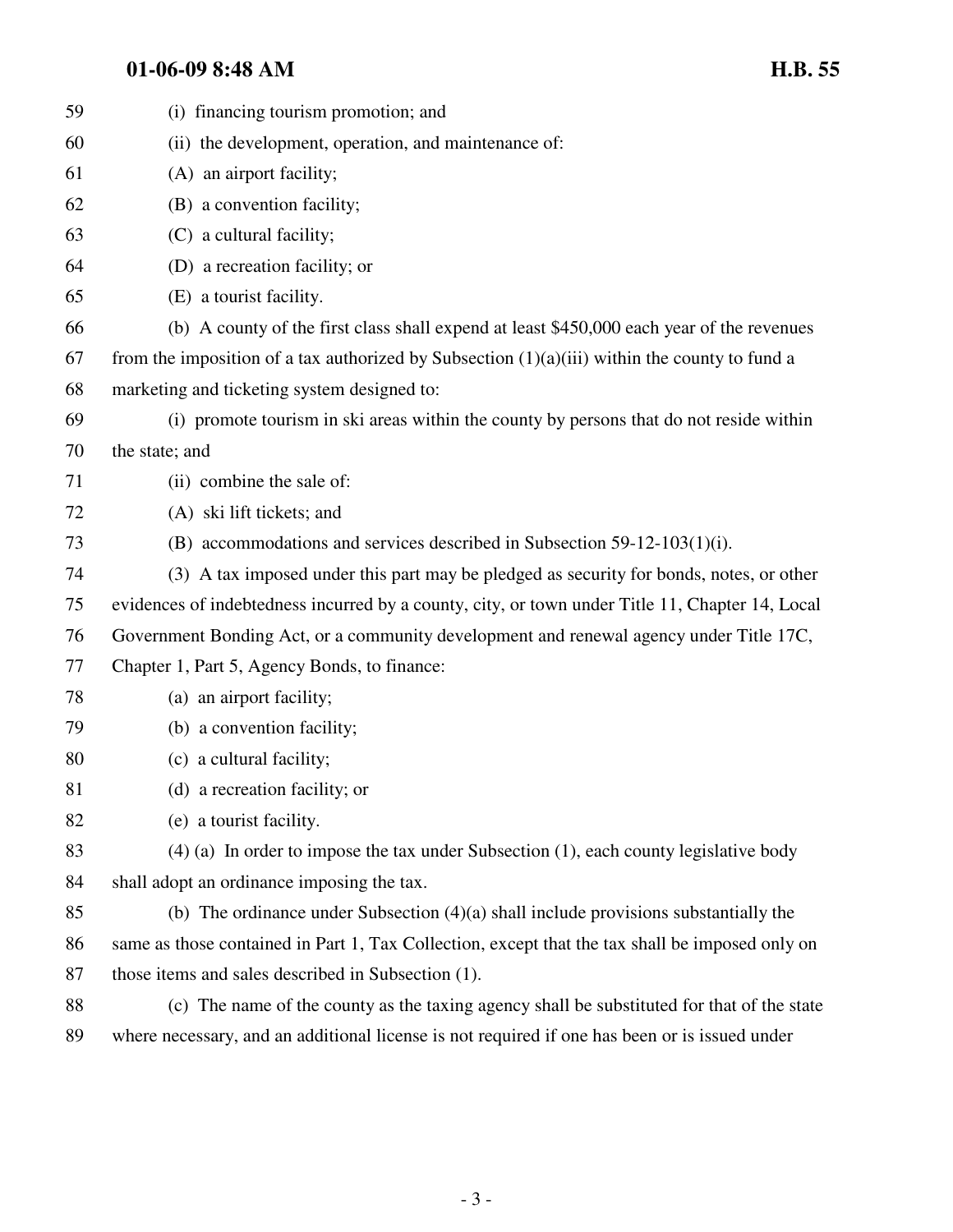(i) financing tourism promotion; and

(ii) the development, operation, and maintenance of:

(A) an airport facility;

(B) a convention facility;

(C) a cultural facility;

(D) a recreation facility; or

(E) a tourist facility.

(b) A county of the first class shall expend at least $450,000 each year of the revenues from the imposition of a tax authorized by Subsection (1)(a)(iii) within the county to fund a marketing and ticketing system designed to:

(i) promote tourism in ski areas within the county by persons that do not reside within the state; and

(ii) combine the sale of:

(A) ski lift tickets; and

(B) accommodations and services described in Subsection 59-12-103(1)(i).

(3) A tax imposed under this part may be pledged as security for bonds, notes, or other evidences of indebtedness incurred by a county, city, or town under Title 11, Chapter 14, Local Government Bonding Act, or a community development and renewal agency under Title 17C, Chapter 1, Part 5, Agency Bonds, to finance:

(a) an airport facility;

(b) a convention facility;

(c) a cultural facility;

(d) a recreation facility; or

(e) a tourist facility.

(4) (a) In order to impose the tax under Subsection (1), each county legislative body shall adopt an ordinance imposing the tax.

(b) The ordinance under Subsection (4)(a) shall include provisions substantially the same as those contained in Part 1, Tax Collection, except that the tax shall be imposed only on those items and sales described in Subsection (1).

(c) The name of the county as the taxing agency shall be substituted for that of the state where necessary, and an additional license is not required if one has been or is issued under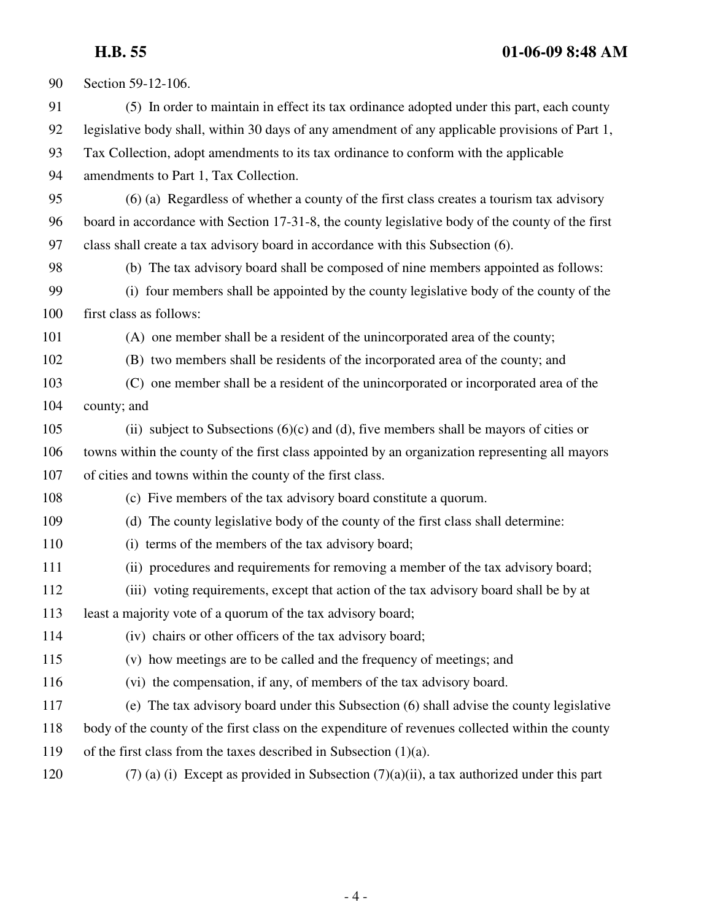Section 59-12-106.

(5) In order to maintain in effect its tax ordinance adopted under this part, each county legislative body shall, within 30 days of any amendment of any applicable provisions of Part 1, Tax Collection, adopt amendments to its tax ordinance to conform with the applicable amendments to Part 1, Tax Collection.

(6) (a) Regardless of whether a county of the first class creates a tourism tax advisory board in accordance with Section 17-31-8, the county legislative body of the county of the first class shall create a tax advisory board in accordance with this Subsection (6).

(b) The tax advisory board shall be composed of nine members appointed as follows:

(i) four members shall be appointed by the county legislative body of the county of the first class as follows:

(A) one member shall be a resident of the unincorporated area of the county;

(B) two members shall be residents of the incorporated area of the county; and

(C) one member shall be a resident of the unincorporated or incorporated area of the county; and

(ii) subject to Subsections (6)(c) and (d), five members shall be mayors of cities or towns within the county of the first class appointed by an organization representing all mayors of cities and towns within the county of the first class.

(c) Five members of the tax advisory board constitute a quorum.

(d) The county legislative body of the county of the first class shall determine:

(i) terms of the members of the tax advisory board;

(ii) procedures and requirements for removing a member of the tax advisory board;

(iii) voting requirements, except that action of the tax advisory board shall be by at least a majority vote of a quorum of the tax advisory board;

(iv) chairs or other officers of the tax advisory board;

(v) how meetings are to be called and the frequency of meetings; and

(vi) the compensation, if any, of members of the tax advisory board.

(e) The tax advisory board under this Subsection (6) shall advise the county legislative body of the county of the first class on the expenditure of revenues collected within the county of the first class from the taxes described in Subsection (1)(a).

(7) (a) (i) Except as provided in Subsection (7)(a)(ii), a tax authorized under this part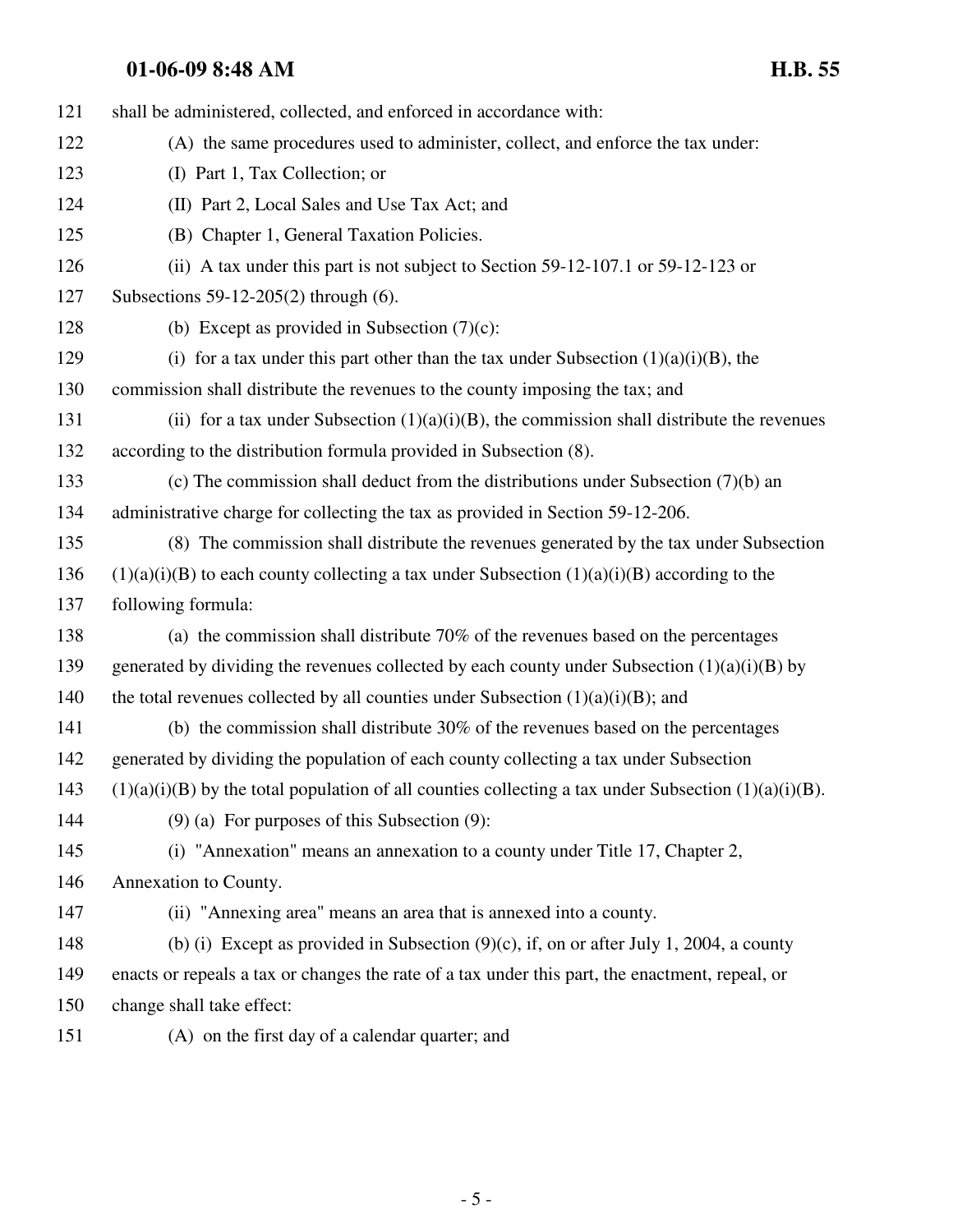shall be administered, collected, and enforced in accordance with:

(A) the same procedures used to administer, collect, and enforce the tax under:

(I) Part 1, Tax Collection; or

(II) Part 2, Local Sales and Use Tax Act; and

(B) Chapter 1, General Taxation Policies.

(ii) A tax under this part is not subject to Section 59-12-107.1 or 59-12-123 or Subsections 59-12-205(2) through (6).

(b) Except as provided in Subsection (7)(c):

(i) for a tax under this part other than the tax under Subsection (1)(a)(i)(B), the commission shall distribute the revenues to the county imposing the tax; and

(ii) for a tax under Subsection (1)(a)(i)(B), the commission shall distribute the revenues according to the distribution formula provided in Subsection (8).

(c) The commission shall deduct from the distributions under Subsection (7)(b) an administrative charge for collecting the tax as provided in Section 59-12-206.

(8) The commission shall distribute the revenues generated by the tax under Subsection (1)(a)(i)(B) to each county collecting a tax under Subsection (1)(a)(i)(B) according to the following formula:

(a) the commission shall distribute 70% of the revenues based on the percentages generated by dividing the revenues collected by each county under Subsection (1)(a)(i)(B) by the total revenues collected by all counties under Subsection (1)(a)(i)(B); and

(b) the commission shall distribute 30% of the revenues based on the percentages generated by dividing the population of each county collecting a tax under Subsection (1)(a)(i)(B) by the total population of all counties collecting a tax under Subsection (1)(a)(i)(B).

(9) (a) For purposes of this Subsection (9):

(i) "Annexation" means an annexation to a county under Title 17, Chapter 2, Annexation to County.

(ii) "Annexing area" means an area that is annexed into a county.

(b) (i) Except as provided in Subsection (9)(c), if, on or after July 1, 2004, a county enacts or repeals a tax or changes the rate of a tax under this part, the enactment, repeal, or change shall take effect:

(A) on the first day of a calendar quarter; and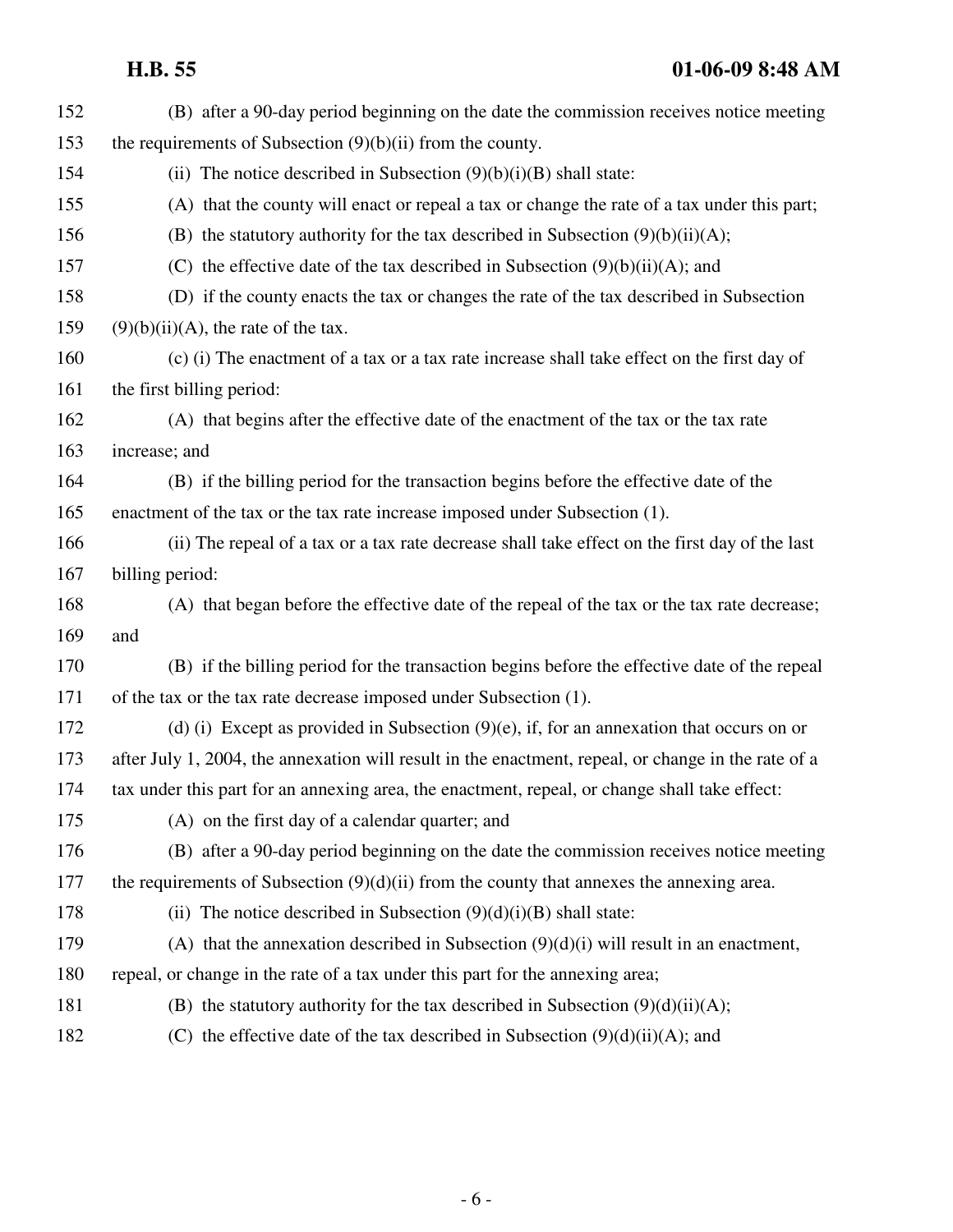(B) after a 90-day period beginning on the date the commission receives notice meeting the requirements of Subsection (9)(b)(ii) from the county.

(ii) The notice described in Subsection (9)(b)(i)(B) shall state:

(A) that the county will enact or repeal a tax or change the rate of a tax under this part;

(B) the statutory authority for the tax described in Subsection (9)(b)(ii)(A);

(C) the effective date of the tax described in Subsection (9)(b)(ii)(A); and

(D) if the county enacts the tax or changes the rate of the tax described in Subsection (9)(b)(ii)(A), the rate of the tax.

(c) (i) The enactment of a tax or a tax rate increase shall take effect on the first day of the first billing period:

(A) that begins after the effective date of the enactment of the tax or the tax rate increase; and

(B) if the billing period for the transaction begins before the effective date of the enactment of the tax or the tax rate increase imposed under Subsection (1).

(ii) The repeal of a tax or a tax rate decrease shall take effect on the first day of the last billing period:

(A) that began before the effective date of the repeal of the tax or the tax rate decrease; and

(B) if the billing period for the transaction begins before the effective date of the repeal of the tax or the tax rate decrease imposed under Subsection (1).

(d) (i) Except as provided in Subsection (9)(e), if, for an annexation that occurs on or after July 1, 2004, the annexation will result in the enactment, repeal, or change in the rate of a tax under this part for an annexing area, the enactment, repeal, or change shall take effect:

(A) on the first day of a calendar quarter; and

(B) after a 90-day period beginning on the date the commission receives notice meeting the requirements of Subsection (9)(d)(ii) from the county that annexes the annexing area.

(ii) The notice described in Subsection (9)(d)(i)(B) shall state:

(A) that the annexation described in Subsection (9)(d)(i) will result in an enactment, repeal, or change in the rate of a tax under this part for the annexing area;

(B) the statutory authority for the tax described in Subsection (9)(d)(ii)(A);

(C) the effective date of the tax described in Subsection (9)(d)(ii)(A); and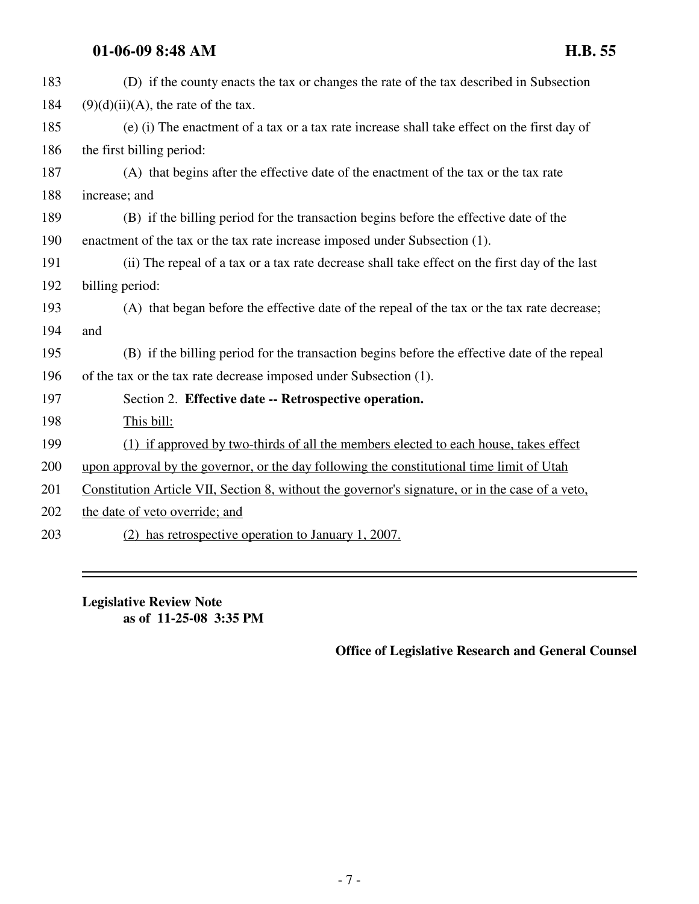(D) if the county enacts the tax or changes the rate of the tax described in Subsection (9)(d)(ii)(A), the rate of the tax.

(e) (i) The enactment of a tax or a tax rate increase shall take effect on the first day of the first billing period:

(A) that begins after the effective date of the enactment of the tax or the tax rate increase; and

(B) if the billing period for the transaction begins before the effective date of the enactment of the tax or the tax rate increase imposed under Subsection (1).

(ii) The repeal of a tax or a tax rate decrease shall take effect on the first day of the last billing period:

(A) that began before the effective date of the repeal of the tax or the tax rate decrease; and

(B) if the billing period for the transaction begins before the effective date of the repeal of the tax or the tax rate decrease imposed under Subsection (1).

Section 2. **Effective date -- Retrospective operation.**

This bill:

(1) if approved by two-thirds of all the members elected to each house, takes effect upon approval by the governor, or the day following the constitutional time limit of Utah Constitution Article VII, Section 8, without the governor's signature, or in the case of a veto, the date of veto override; and

(2) has retrospective operation to January 1, 2007.

---

**Legislative Review Note**
**as of 11-25-08 3:35 PM**

**Office of Legislative Research and General Counsel**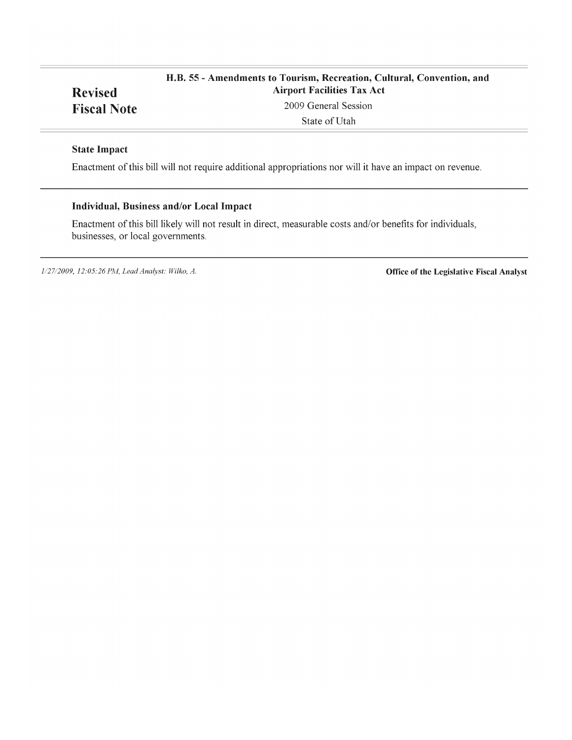# Revised Fiscal Note

## H.B. 55 - Amendments to Tourism, Recreation, Cultural, Convention, and Airport Facilities Tax Act

2009 General Session

State of Utah

### State Impact

Enactment of this bill will not require additional appropriations nor will it have an impact on revenue.

---

### Individual, Business and/or Local Impact

Enactment of this bill likely will not result in direct, measurable costs and/or benefits for individuals, businesses, or local governments.

---

*1/27/2009, 12:05:26 PM, Lead Analyst: Wilko, A.*

**Office of the Legislative Fiscal Analyst**